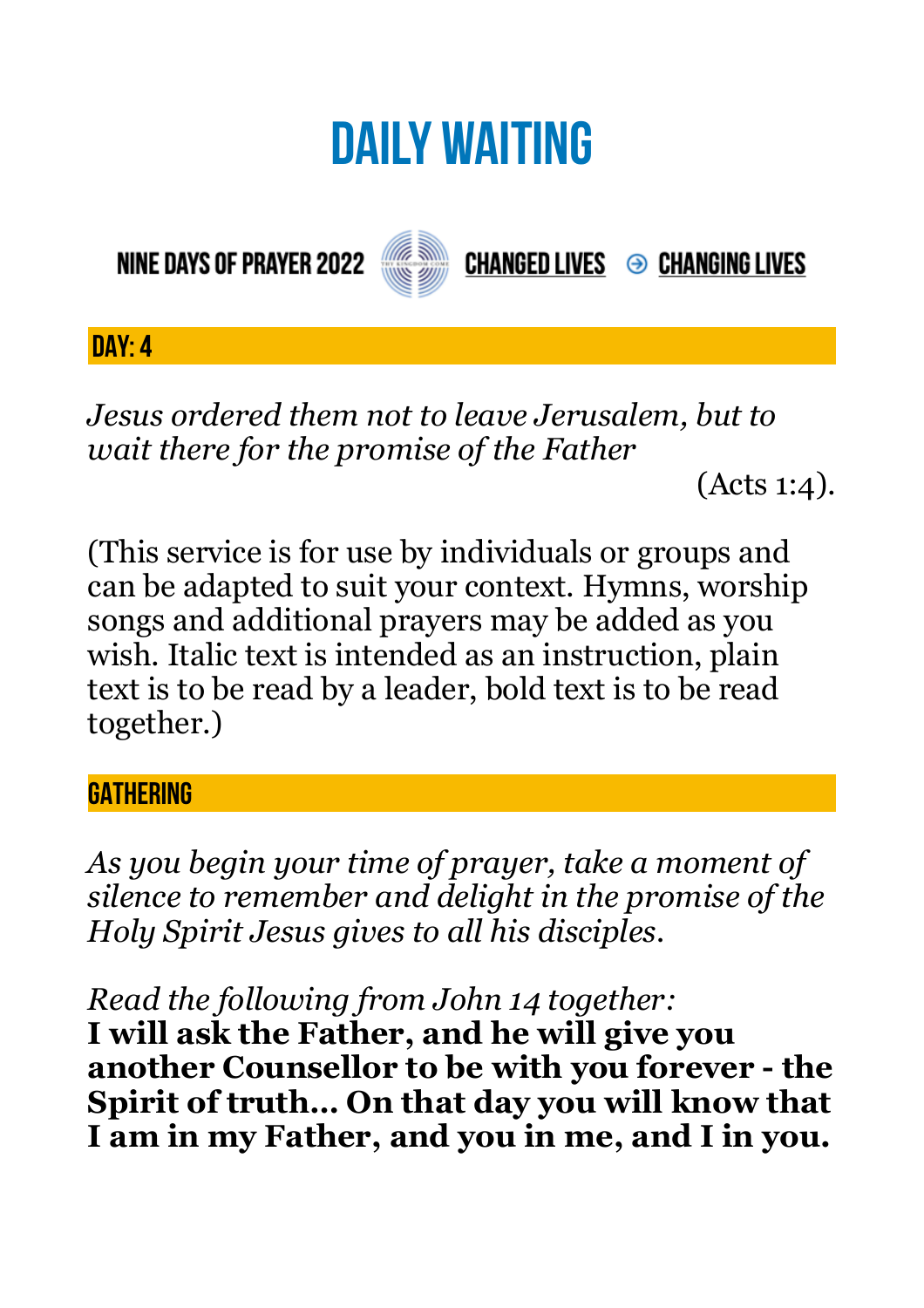# DAILY WAITING

NINE DAYS OF PRAYER 2022 CHANGED LIVES ⊖ CHANGING LIVES

## DAY: 4

*Jesus ordered them not to leave Jerusalem, but to wait there for the promise of the Father*

(Acts 1:4).

(This service is for use by individuals or groups and can be adapted to suit your context. Hymns, worship songs and additional prayers may be added as you wish. Italic text is intended as an instruction, plain text is to be read by a leader, bold text is to be read together.)

## GATHERING

*As you begin your time of prayer, take a moment of silence to remember and delight in the promise of the Holy Spirit Jesus gives to all his disciples.*

*Read the following from John 14 together:*
**I will ask the Father, and he will give you another Counsellor to be with you forever - the Spirit of truth... On that day you will know that I am in my Father, and you in me, and I in you.**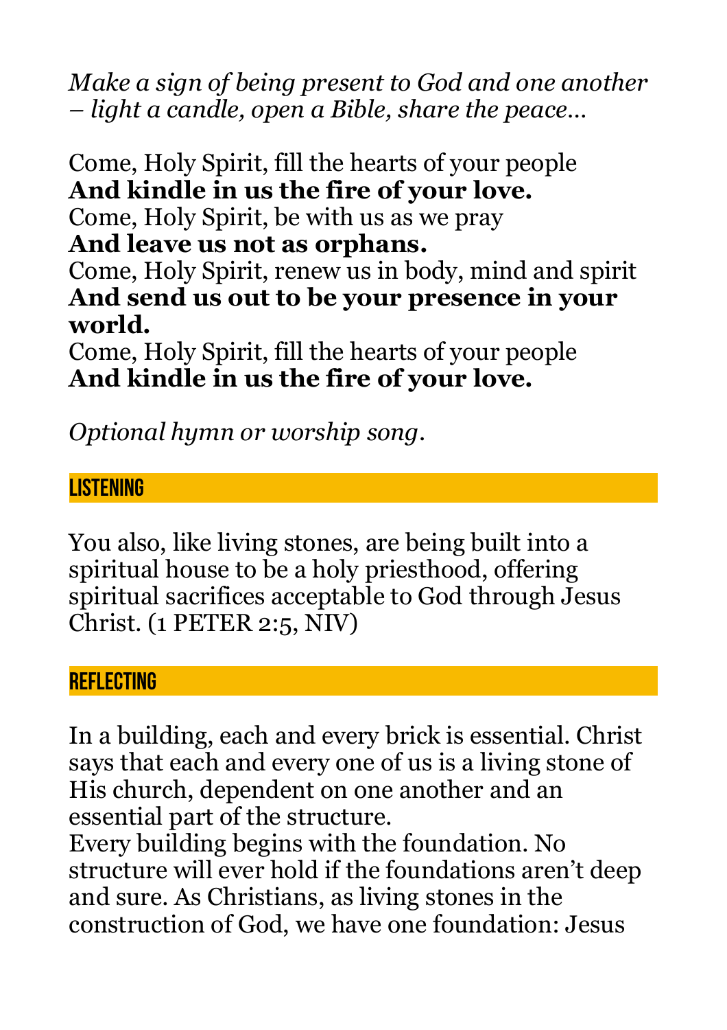*Make a sign of being present to God and one another – light a candle, open a Bible, share the peace…*

Come, Holy Spirit, fill the hearts of your people
**And kindle in us the fire of your love.**
Come, Holy Spirit, be with us as we pray
**And leave us not as orphans.**
Come, Holy Spirit, renew us in body, mind and spirit
**And send us out to be your presence in your world.**
Come, Holy Spirit, fill the hearts of your people
**And kindle in us the fire of your love.**

*Optional hymn or worship song*.

## LISTENING

You also, like living stones, are being built into a spiritual house to be a holy priesthood, offering spiritual sacrifices acceptable to God through Jesus Christ. (1 PETER 2:5, NIV)

## REFLECTING

In a building, each and every brick is essential. Christ says that each and every one of us is a living stone of His church, dependent on one another and an essential part of the structure.
Every building begins with the foundation. No structure will ever hold if the foundations aren't deep and sure. As Christians, as living stones in the construction of God, we have one foundation: Jesus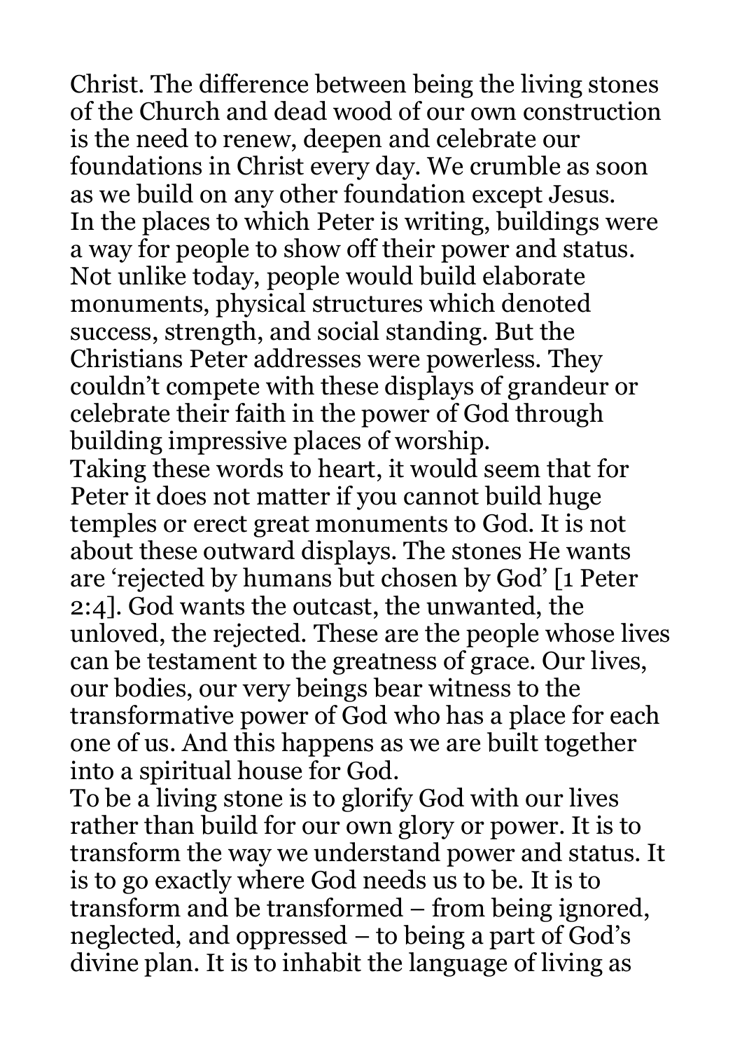Christ. The difference between being the living stones of the Church and dead wood of our own construction is the need to renew, deepen and celebrate our foundations in Christ every day. We crumble as soon as we build on any other foundation except Jesus.

In the places to which Peter is writing, buildings were a way for people to show off their power and status. Not unlike today, people would build elaborate monuments, physical structures which denoted success, strength, and social standing. But the Christians Peter addresses were powerless. They couldn't compete with these displays of grandeur or celebrate their faith in the power of God through building impressive places of worship.

Taking these words to heart, it would seem that for Peter it does not matter if you cannot build huge temples or erect great monuments to God. It is not about these outward displays. The stones He wants are 'rejected by humans but chosen by God' [1 Peter 2:4]. God wants the outcast, the unwanted, the unloved, the rejected. These are the people whose lives can be testament to the greatness of grace. Our lives, our bodies, our very beings bear witness to the transformative power of God who has a place for each one of us. And this happens as we are built together into a spiritual house for God.

To be a living stone is to glorify God with our lives rather than build for our own glory or power. It is to transform the way we understand power and status. It is to go exactly where God needs us to be. It is to transform and be transformed – from being ignored, neglected, and oppressed – to being a part of God's divine plan. It is to inhabit the language of living as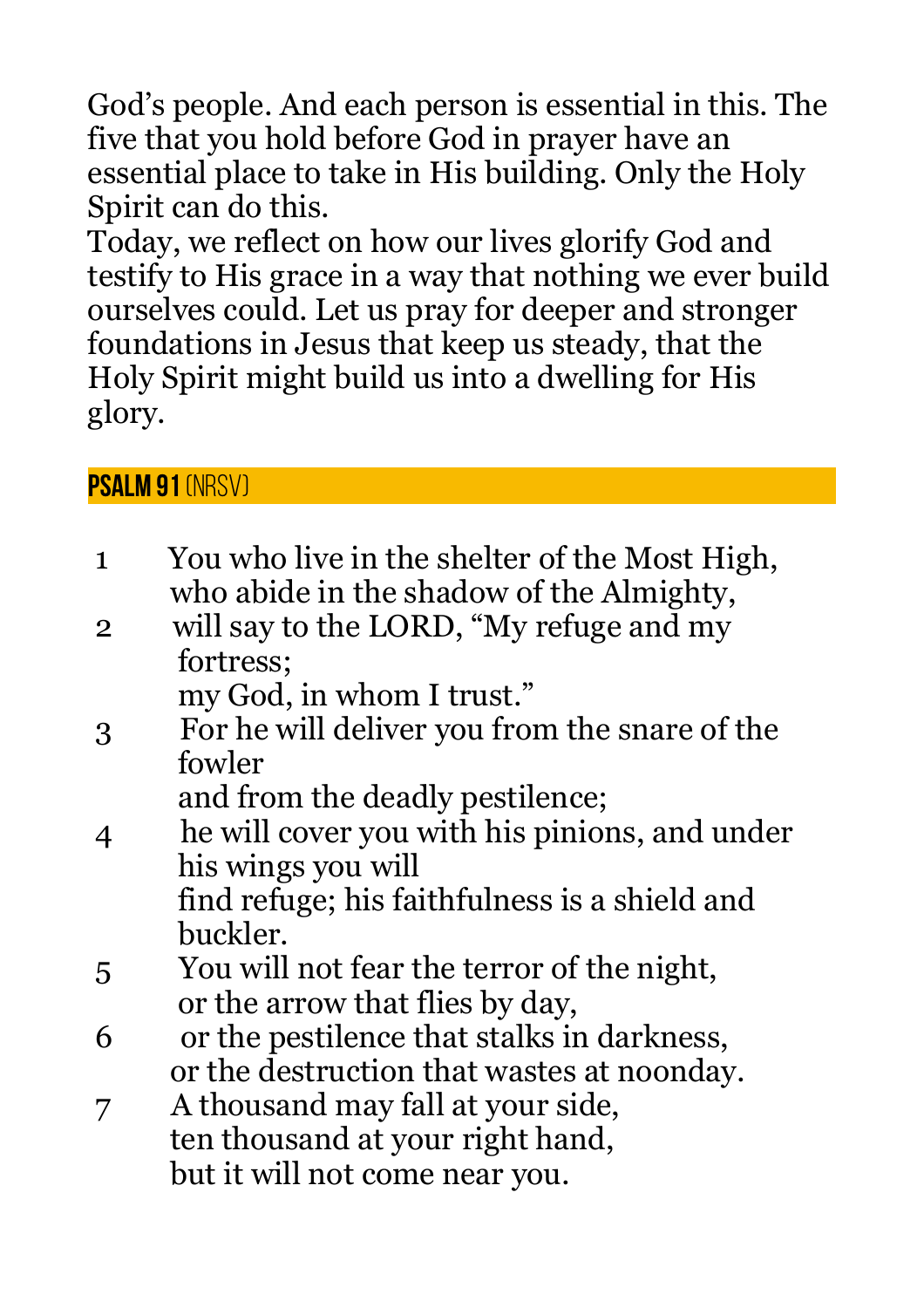God's people. And each person is essential in this. The five that you hold before God in prayer have an essential place to take in His building. Only the Holy Spirit can do this.

Today, we reflect on how our lives glorify God and testify to His grace in a way that nothing we ever build ourselves could. Let us pray for deeper and stronger foundations in Jesus that keep us steady, that the Holy Spirit might build us into a dwelling for His glory.

## **PSALM 91** (NRSV)

1 You who live in the shelter of the Most High,
who abide in the shadow of the Almighty,

2 will say to the LORD, "My refuge and my fortress;
my God, in whom I trust."

3 For he will deliver you from the snare of the fowler
and from the deadly pestilence;

4 he will cover you with his pinions, and under his wings you will
find refuge; his faithfulness is a shield and buckler.

5 You will not fear the terror of the night,
or the arrow that flies by day,

6 or the pestilence that stalks in darkness,
or the destruction that wastes at noonday.

7 A thousand may fall at your side,
ten thousand at your right hand,
but it will not come near you.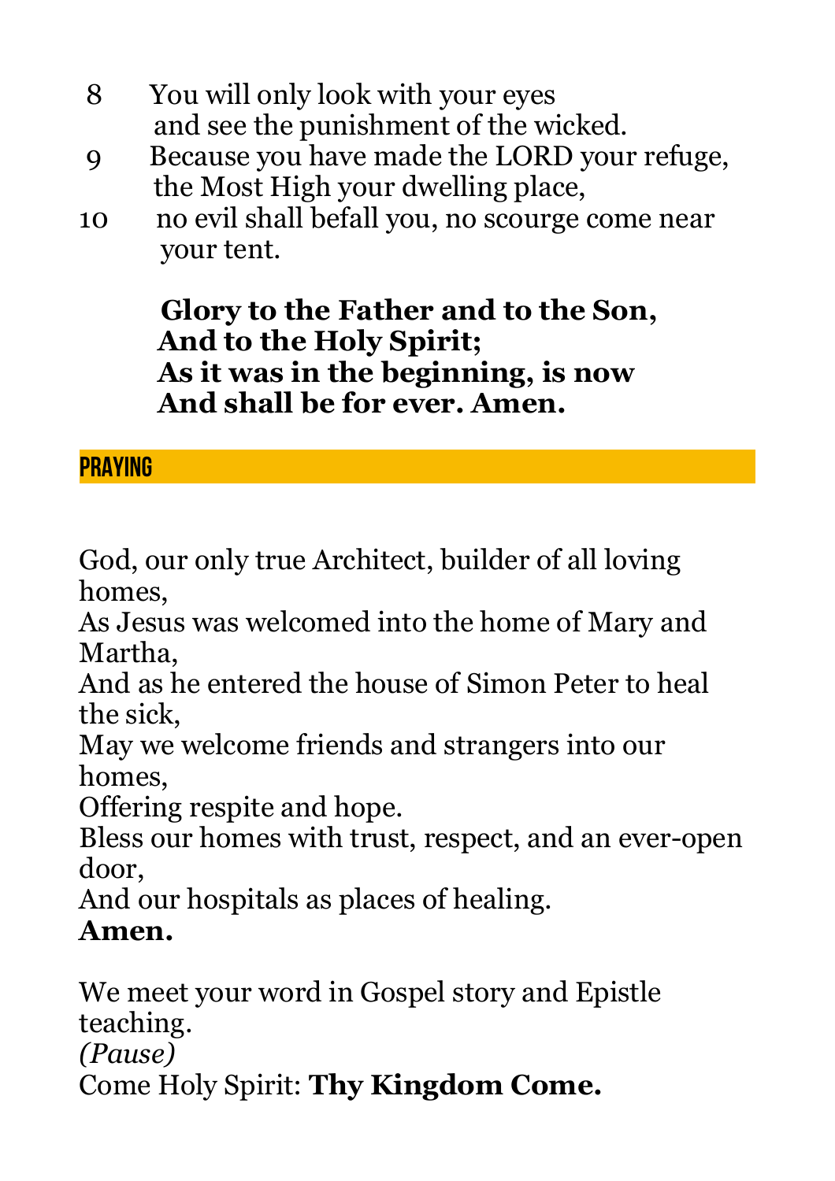8 You will only look with your eyes
and see the punishment of the wicked.

9 Because you have made the LORD your refuge,
the Most High your dwelling place,

10 no evil shall befall you, no scourge come near
your tent.

**Glory to the Father and to the Son,**
**And to the Holy Spirit;**
**As it was in the beginning, is now**
**And shall be for ever. Amen.**

## PRAYING

God, our only true Architect, builder of all loving homes,
As Jesus was welcomed into the home of Mary and Martha,
And as he entered the house of Simon Peter to heal the sick,
May we welcome friends and strangers into our homes,
Offering respite and hope.
Bless our homes with trust, respect, and an ever-open door,
And our hospitals as places of healing.
**Amen.**

We meet your word in Gospel story and Epistle teaching.
*(Pause)*
Come Holy Spirit: **Thy Kingdom Come.**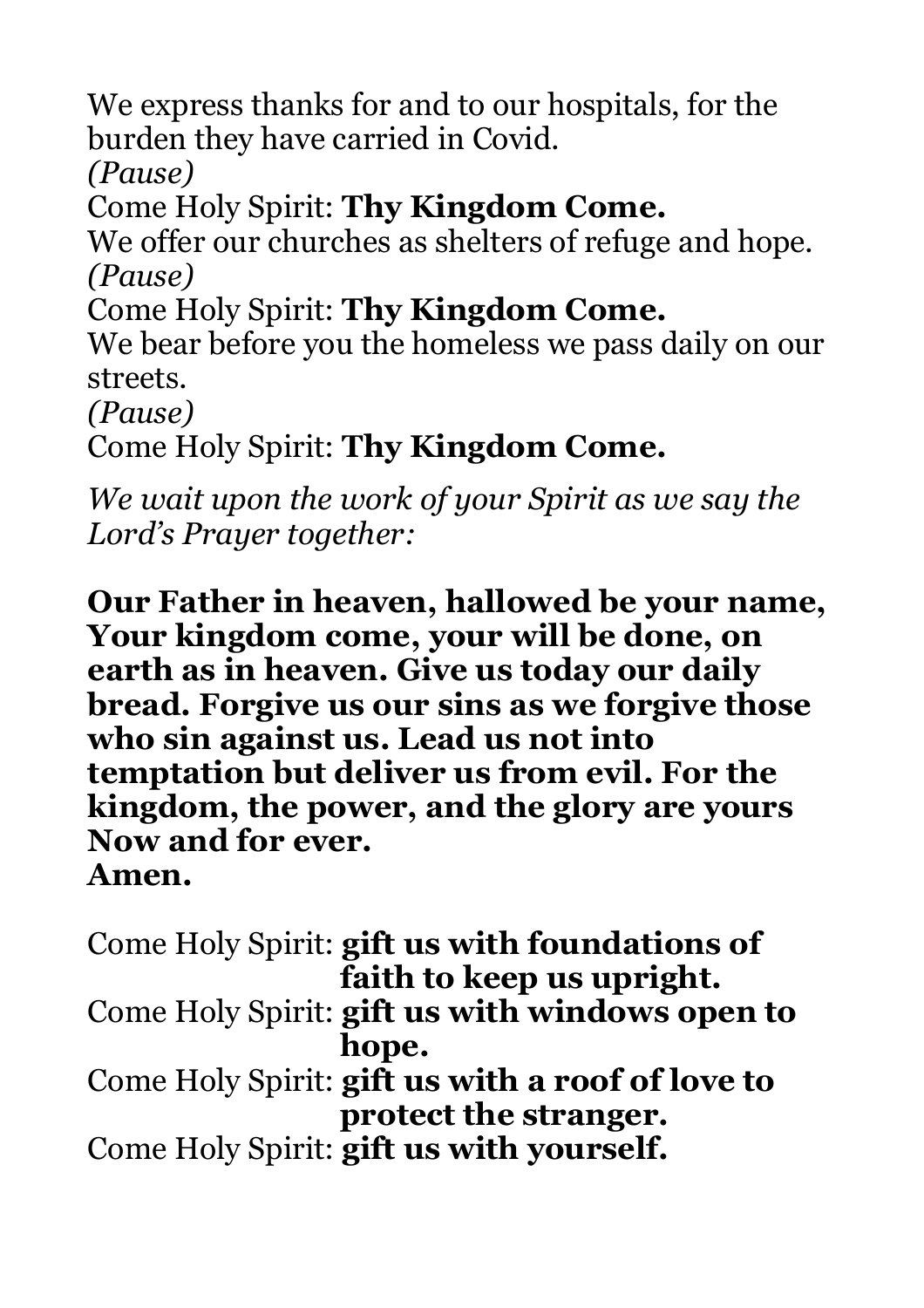We express thanks for and to our hospitals, for the burden they have carried in Covid.
*(Pause)*
Come Holy Spirit: **Thy Kingdom Come.**
We offer our churches as shelters of refuge and hope.
*(Pause)*
Come Holy Spirit: **Thy Kingdom Come.**
We bear before you the homeless we pass daily on our streets.
*(Pause)*
Come Holy Spirit: **Thy Kingdom Come.**

*We wait upon the work of your Spirit as we say the Lord's Prayer together:*

**Our Father in heaven, hallowed be your name, Your kingdom come, your will be done, on earth as in heaven. Give us today our daily bread. Forgive us our sins as we forgive those who sin against us. Lead us not into temptation but deliver us from evil. For the kingdom, the power, and the glory are yours Now and for ever.
Amen.**

Come Holy Spirit: **gift us with foundations of faith to keep us upright.**
Come Holy Spirit: **gift us with windows open to hope.**
Come Holy Spirit: **gift us with a roof of love to protect the stranger.**
Come Holy Spirit: **gift us with yourself.**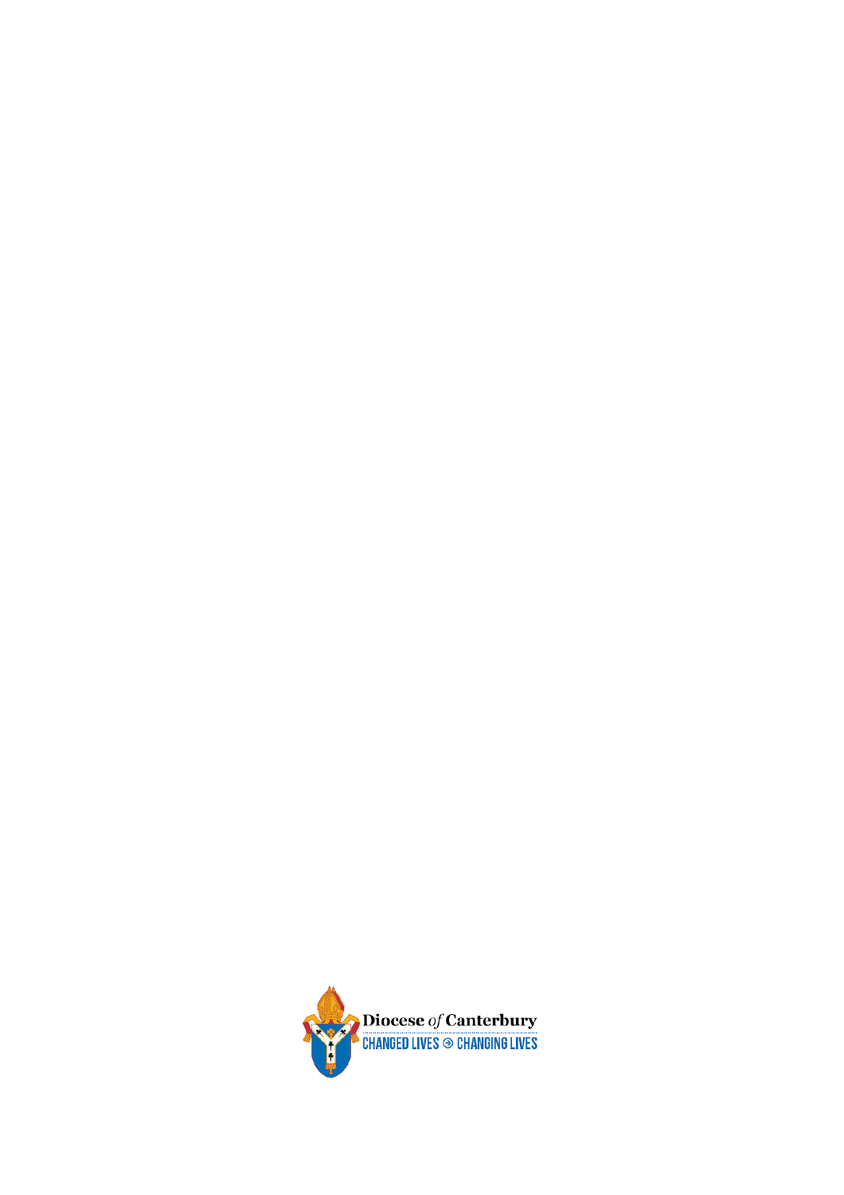Diocese *of* Canterbury

CHANGED LIVES ⊛ CHANGING LIVES